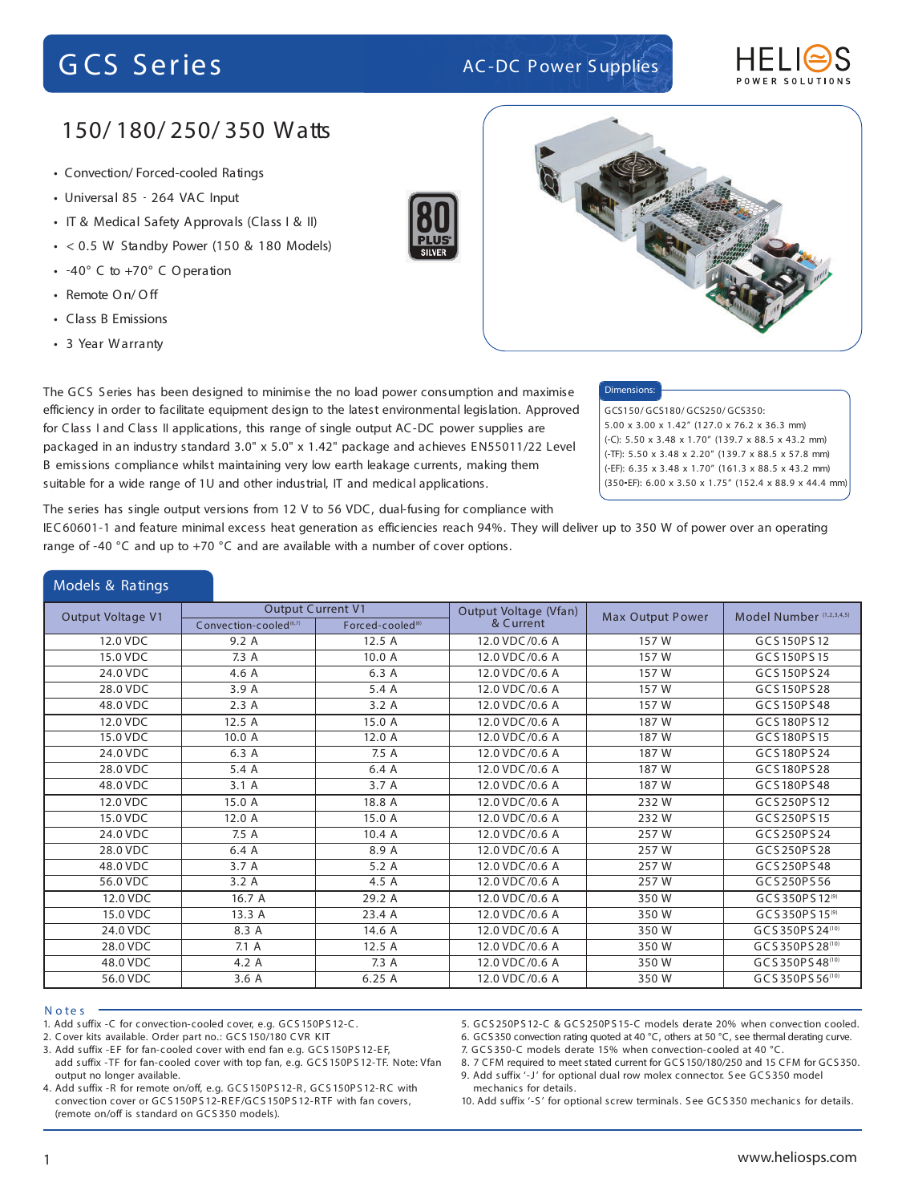# GCS Series

AC-DC Power Supplies

HELIOS POWER SOLUTIONS

## 150/180/250/350 Watts

- Convection/Forced-cooled Ratings
- Universal 85 - 264 VAC Input
- IT & Medical Safety Approvals (Class I & II)
- < 0.5 W Standby Power (150 & 180 Models)
- -40° C to +70° C Operation
- Remote On/Off
- Class B Emissions
- 3 Year Warranty

80 PLUS SILVER

The GCS Series has been designed to minimise the no load power consumption and maximise efficiency in order to facilitate equipment design to the latest environmental legislation. Approved for Class I and Class II applications, this range of single output AC-DC power supplies are packaged in an industry standard 3.0" x 5.0" x 1.42" package and achieves EN55011/22 Level B emissions compliance whilst maintaining very low earth leakage currents, making them suitable for a wide range of 1U and other industrial, IT and medical applications.

**Dimensions:**

GCS150/GCS180/GCS250/GCS350:
5.00 x 3.00 x 1.42" (127.0 x 76.2 x 36.3 mm)
(-C): 5.50 x 3.48 x 1.70" (139.7 x 88.5 x 43.2 mm)
(-TF): 5.50 x 3.48 x 2.20" (139.7 x 88.5 x 57.8 mm)
(-EF): 6.35 x 3.48 x 1.70" (161.3 x 88.5 x 43.2 mm)
(350-EF): 6.00 x 3.50 x 1.75" (152.4 x 88.9 x 44.4 mm)

The series has single output versions from 12 V to 56 VDC, dual-fusing for compliance with IEC60601-1 and feature minimal excess heat generation as efficiencies reach 94%. They will deliver up to 350 W of power over an operating range of -40 °C and up to +70 °C and are available with a number of cover options.

## Models & Ratings

| Output Voltage V1 | Output Current V1 | | Output Voltage (Vfan) & Current | Max Output Power | Model Number (1,2,3,4,5) |
|---|---|---|---|---|---|
| | Convection-cooled(6,7) | Forced-cooled(8) | | | |
| 12.0 VDC | 9.2 A | 12.5 A | 12.0 VDC/0.6 A | 157 W | GCS150PS12 |
| 15.0 VDC | 7.3 A | 10.0 A | 12.0 VDC/0.6 A | 157 W | GCS150PS15 |
| 24.0 VDC | 4.6 A | 6.3 A | 12.0 VDC/0.6 A | 157 W | GCS150PS24 |
| 28.0 VDC | 3.9 A | 5.4 A | 12.0 VDC/0.6 A | 157 W | GCS150PS28 |
| 48.0 VDC | 2.3 A | 3.2 A | 12.0 VDC/0.6 A | 157 W | GCS150PS48 |
| 12.0 VDC | 12.5 A | 15.0 A | 12.0 VDC/0.6 A | 187 W | GCS180PS12 |
| 15.0 VDC | 10.0 A | 12.0 A | 12.0 VDC/0.6 A | 187 W | GCS180PS15 |
| 24.0 VDC | 6.3 A | 7.5 A | 12.0 VDC/0.6 A | 187 W | GCS180PS24 |
| 28.0 VDC | 5.4 A | 6.4 A | 12.0 VDC/0.6 A | 187 W | GCS180PS28 |
| 48.0 VDC | 3.1 A | 3.7 A | 12.0 VDC/0.6 A | 187 W | GCS180PS48 |
| 12.0 VDC | 15.0 A | 18.8 A | 12.0 VDC/0.6 A | 232 W | GCS250PS12 |
| 15.0 VDC | 12.0 A | 15.0 A | 12.0 VDC/0.6 A | 232 W | GCS250PS15 |
| 24.0 VDC | 7.5 A | 10.4 A | 12.0 VDC/0.6 A | 257 W | GCS250PS24 |
| 28.0 VDC | 6.4 A | 8.9 A | 12.0 VDC/0.6 A | 257 W | GCS250PS28 |
| 48.0 VDC | 3.7 A | 5.2 A | 12.0 VDC/0.6 A | 257 W | GCS250PS48 |
| 56.0 VDC | 3.2 A | 4.5 A | 12.0 VDC/0.6 A | 257 W | GCS250PS56 |
| 12.0 VDC | 16.7 A | 29.2 A | 12.0 VDC/0.6 A | 350 W | GCS350PS12(9) |
| 15.0 VDC | 13.3 A | 23.4 A | 12.0 VDC/0.6 A | 350 W | GCS350PS15(9) |
| 24.0 VDC | 8.3 A | 14.6 A | 12.0 VDC/0.6 A | 350 W | GCS350PS24(10) |
| 28.0 VDC | 7.1 A | 12.5 A | 12.0 VDC/0.6 A | 350 W | GCS350PS28(10) |
| 48.0 VDC | 4.2 A | 7.3 A | 12.0 VDC/0.6 A | 350 W | GCS350PS48(10) |
| 56.0 VDC | 3.6 A | 6.25 A | 12.0 VDC/0.6 A | 350 W | GCS350PS56(10) |

### Notes

1. Add suffix -C for convection-cooled cover, e.g. GCS150PS12-C.
2. Cover kits available. Order part no.: GCS150/180 CVR KIT
3. Add suffix -EF for fan-cooled cover with end fan e.g. GCS150PS12-EF, add suffix -TF for fan-cooled cover with top fan, e.g. GCS150PS12-TF. Note: Vfan output no longer available.
4. Add suffix -R for remote on/off, e.g. GCS150PS12-R, GCS150PS12-RC with convection cover or GCS150PS12-REF/GCS150PS12-RTF with fan covers, (remote on/off is standard on GCS350 models).
5. GCS250PS12-C & GCS250PS15-C models derate 20% when convection cooled.
6. GCS350 convection rating quoted at 40 °C, others at 50 °C, see thermal derating curve.
7. GCS350-C models derate 15% when convection-cooled at 40 °C.
8. 7 CFM required to meet stated current for GCS150/180/250 and 15 CFM for GCS350.
9. Add suffix '-J' for optional dual row molex connector. See GCS350 model mechanics for details.
10. Add suffix '-S' for optional screw terminals. See GCS350 mechanics for details.

www.heliosps.com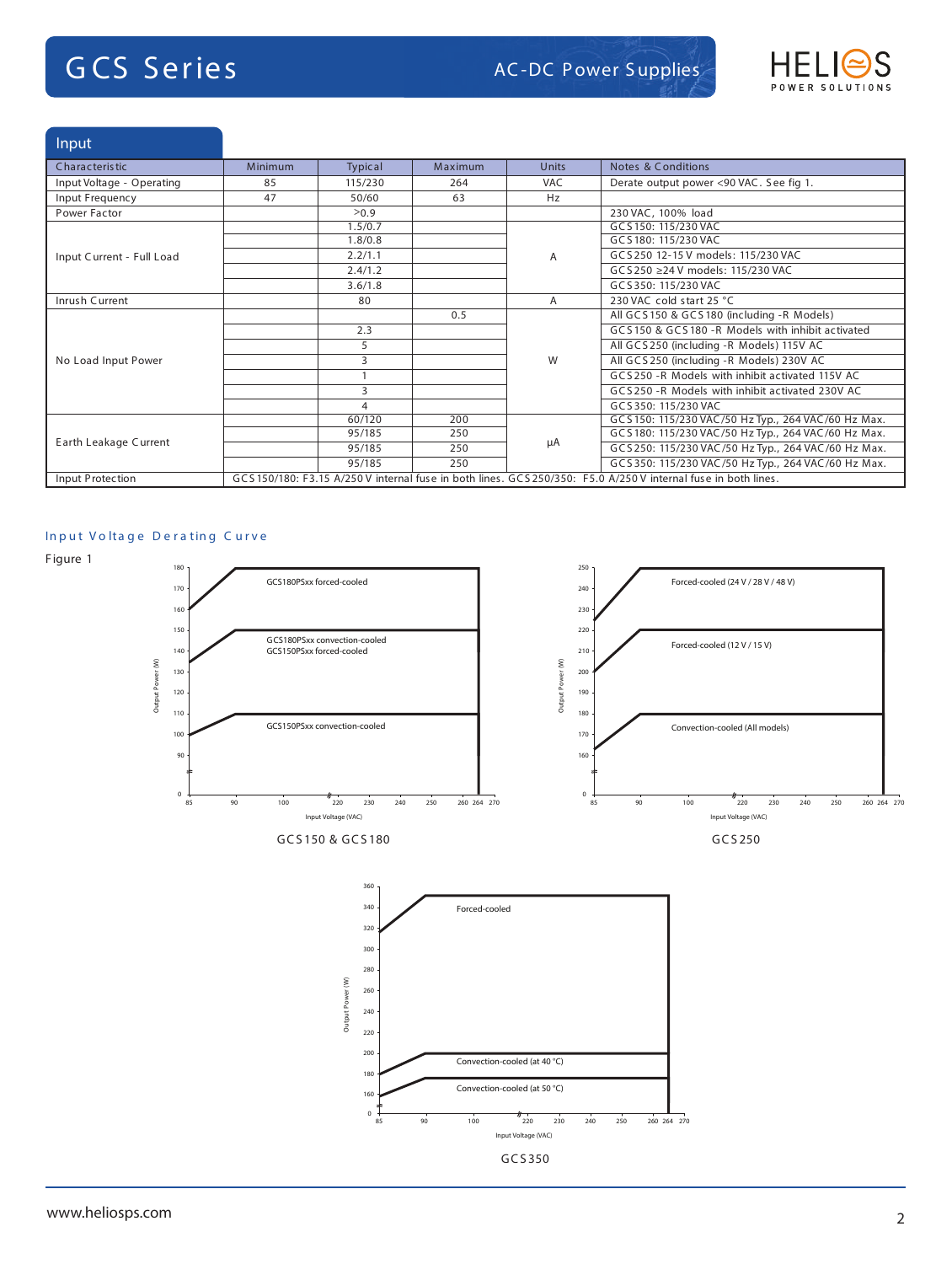## Input

| Characteristic | Minimum | Typical | Maximum | Units | Notes & Conditions |
|---|---|---|---|---|---|
| Input Voltage - Operating | 85 | 115/230 | 264 | VAC | Derate output power <90 VAC. See fig 1. |
| Input Frequency | 47 | 50/60 | 63 | Hz | |
| Power Factor | | >0.9 | | | 230 VAC, 100% load |
| Input Current - Full Load | | 1.5/0.7 | | A | GCS150: 115/230 VAC |
| | | 1.8/0.8 | | | GCS180: 115/230 VAC |
| | | 2.2/1.1 | | | GCS250 12-15 V models: 115/230 VAC |
| | | 2.4/1.2 | | | GCS250 ≥24 V models: 115/230 VAC |
| | | 3.6/1.8 | | | GCS350: 115/230 VAC |
| Inrush Current | | 80 | | A | 230 VAC cold start 25 °C |
| No Load Input Power | | | 0.5 | W | All GCS150 & GCS180 (including -R Models) |
| | | 2.3 | | | GCS150 & GCS180 -R Models with inhibit activated |
| | | 5 | | | All GCS250 (including -R Models) 115V AC |
| | | 3 | | | All GCS250 (including -R Models) 230V AC |
| | | 1 | | | GCS250 -R Models with inhibit activated 115V AC |
| | | 3 | | | GCS250 -R Models with inhibit activated 230V AC |
| | | 4 | | | GCS350: 115/230 VAC |
| Earth Leakage Current | | 60/120 | 200 | µA | GCS150: 115/230 VAC/50 Hz Typ., 264 VAC/60 Hz Max. |
| | | 95/185 | 250 | | GCS180: 115/230 VAC/50 Hz Typ., 264 VAC/60 Hz Max. |
| | | 95/185 | 250 | | GCS250: 115/230 VAC/50 Hz Typ., 264 VAC/60 Hz Max. |
| | | 95/185 | 250 | | GCS350: 115/230 VAC/50 Hz Typ., 264 VAC/60 Hz Max. |
| Input Protection | GCS150/180: F3.15 A/250 V internal fuse in both lines. GCS250/350: F5.0 A/250 V internal fuse in both lines. | | | | |

### Input Voltage Derating Curve

Figure 1

GCS150 & GCS180

GCS250

GCS350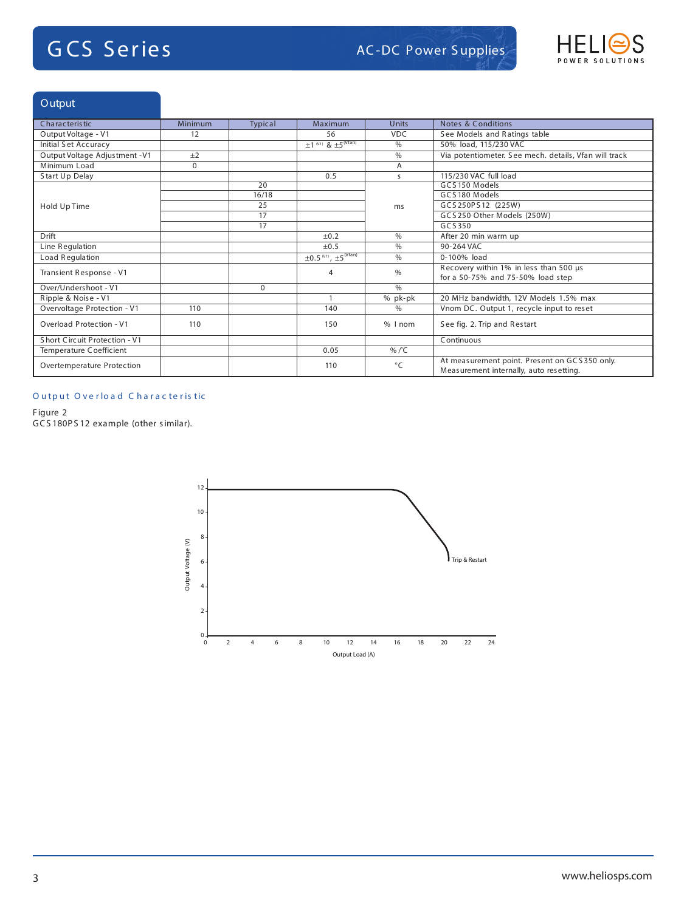## Output

| Characteristic | Minimum | Typical | Maximum | Units | Notes & Conditions |
|---|---|---|---|---|---|
| Output Voltage - V1 | 12 | | 56 | VDC | See Models and Ratings table |
| Initial Set Accuracy | | | ±1 (V1) & ±5 (Vfan) | % | 50% load, 115/230 VAC |
| Output Voltage Adjustment -V1 | ±2 | | | % | Via potentiometer. See mech. details, Vfan will track |
| Minimum Load | 0 | | | A | |
| Start Up Delay | | | 0.5 | s | 115/230 VAC full load |
| Hold Up Time | | 20 | | ms | GCS150 Models |
| | | 16/18 | | | GCS180 Models |
| | | 25 | | | GCS250PS12 (225W) |
| | | 17 | | | GCS250 Other Models (250W) |
| | | 17 | | | GCS350 |
| Drift | | | ±0.2 | % | After 20 min warm up |
| Line Regulation | | | ±0.5 | % | 90-264 VAC |
| Load Regulation | | | ±0.5 (V1), ±5 (Vfan) | % | 0-100% load |
| Transient Response - V1 | | | 4 | % | Recovery within 1% in less than 500 µs for a 50-75% and 75-50% load step |
| Over/Undershoot - V1 | | 0 | | % | |
| Ripple & Noise - V1 | | | 1 | % pk-pk | 20 MHz bandwidth, 12V Models 1.5% max |
| Overvoltage Protection - V1 | 110 | | 140 | % | Vnom DC. Output 1, recycle input to reset |
| Overload Protection - V1 | 110 | | 150 | % I nom | See fig. 2. Trip and Restart |
| Short Circuit Protection - V1 | | | | | Continuous |
| Temperature Coefficient | | | 0.05 | %/°C | |
| Overtemperature Protection | | | 110 | °C | At measurement point. Present on GCS350 only. Measurement internally, auto resetting. |

### Output Overload Characteristic

Figure 2
GCS180PS12 example (other similar).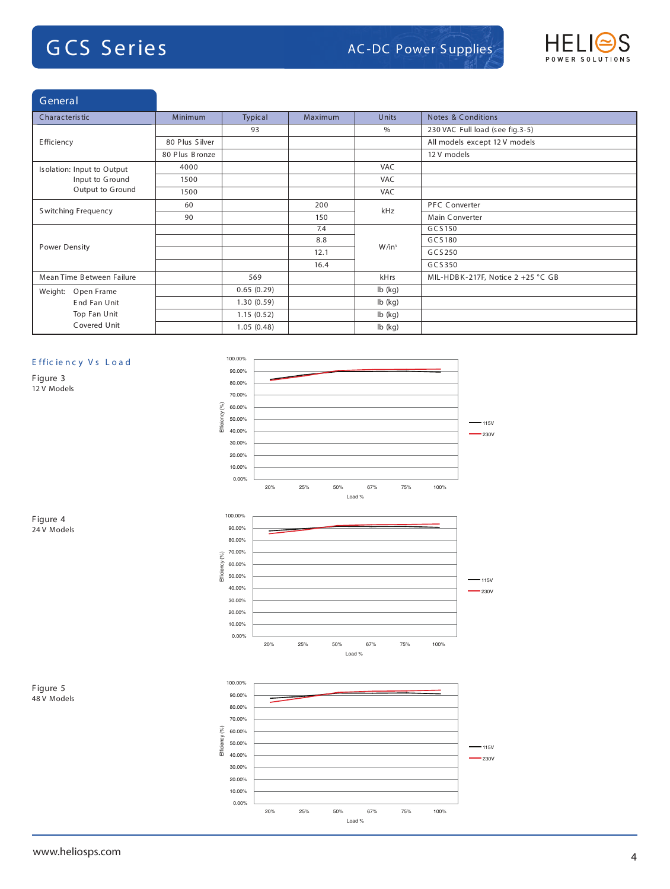## General

| Characteristic | Minimum | Typical | Maximum | Units | Notes & Conditions |
|---|---|---|---|---|---|
| Efficiency | | 93 | | % | 230 VAC Full load (see fig.3-5) |
| | 80 Plus Silver | | | | All models except 12 V models |
| | 80 Plus Bronze | | | | 12 V models |
| Isolation: Input to Output | 4000 | | | VAC | |
| Input to Ground | 1500 | | | VAC | |
| Output to Ground | 1500 | | | VAC | |
| Switching Frequency | 60 | | 200 | kHz | PFC Converter |
| | 90 | | 150 | kHz | Main Converter |
| Power Density | | | 7.4 | W/in³ | GCS150 |
| | | | 8.8 | W/in³ | GCS180 |
| | | | 12.1 | W/in³ | GCS250 |
| | | | 16.4 | W/in³ | GCS350 |
| Mean Time Between Failure | | 569 | | kHrs | MIL-HDBK-217F, Notice 2 +25 °C GB |
| Weight: Open Frame | | 0.65 (0.29) | | lb (kg) | |
| End Fan Unit | | 1.30 (0.59) | | lb (kg) | |
| Top Fan Unit | | 1.15 (0.52) | | lb (kg) | |
| Covered Unit | | 1.05 (0.48) | | lb (kg) | |

### Efficiency Vs Load

Figure 3
12 V Models

Figure 4
24 V Models

Figure 5
48 V Models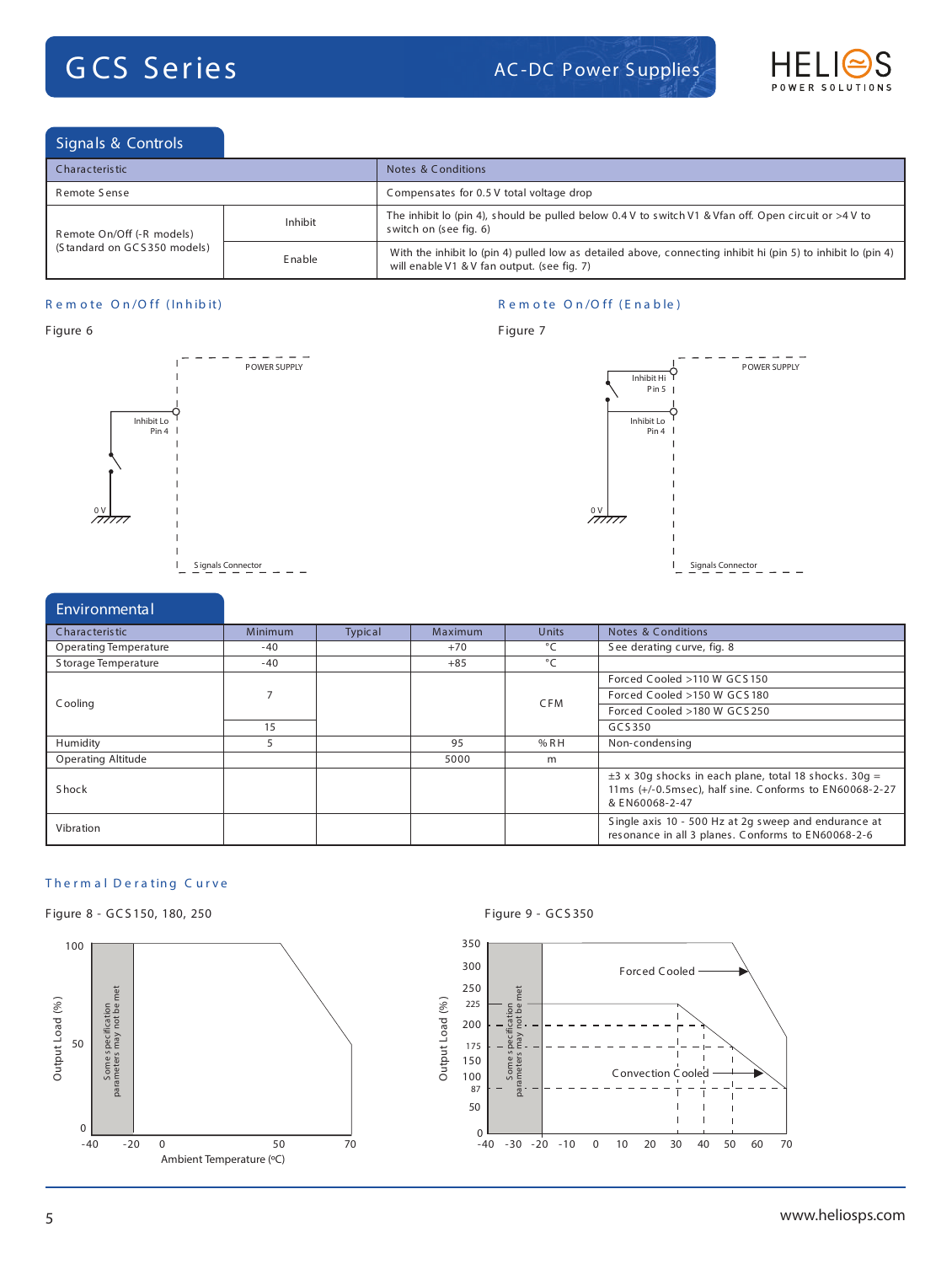## Signals & Controls

| Characteristic | | Notes & Conditions |
|---|---|---|
| Remote Sense | | Compensates for 0.5 V total voltage drop |
| Remote On/Off (-R models) (Standard on GCS350 models) | Inhibit | The inhibit lo (pin 4), should be pulled below 0.4 V to switch V1 & Vfan off. Open circuit or >4 V to switch on (see fig. 6) |
| | Enable | With the inhibit lo (pin 4) pulled low as detailed above, connecting inhibit hi (pin 5) to inhibit lo (pin 4) will enable V1 & V fan output. (see fig. 7) |

### Remote On/Off (Inhibit)

Figure 6

POWER SUPPLY

Inhibit Lo
Pin 4

0 V

Signals Connector

### Remote On/Off (Enable)

Figure 7

POWER SUPPLY

Inhibit Hi
Pin 5

Inhibit Lo
Pin 4

0 V

Signals Connector

## Environmental

| Characteristic | Minimum | Typical | Maximum | Units | Notes & Conditions |
|---|---|---|---|---|---|
| Operating Temperature | -40 | | +70 | °C | See derating curve, fig. 8 |
| Storage Temperature | -40 | | +85 | °C | |
| Cooling | 7 | | | CFM | Forced Cooled >110 W GCS150 |
| | | | | | Forced Cooled >150 W GCS180 |
| | | | | | Forced Cooled >180 W GCS250 |
| | 15 | | | | GCS350 |
| Humidity | 5 | | 95 | %RH | Non-condensing |
| Operating Altitude | | | 5000 | m | |
| Shock | | | | | ±3 x 30g shocks in each plane, total 18 shocks. 30g = 11ms (+/-0.5msec), half sine. Conforms to EN60068-2-27 & EN60068-2-47 |
| Vibration | | | | | Single axis 10 - 500 Hz at 2g sweep and endurance at resonance in all 3 planes. Conforms to EN60068-2-6 |

### Thermal Derating Curve

Figure 8 - GCS150, 180, 250

Output Load (%): 100, 50, 0

Some specification parameters may not be met

Ambient Temperature (ºC): -40, -20, 0, 50, 70

Figure 9 - GCS350

Output Load (%): 350, 300, 250, 225, 200, 175, 150, 100, 87, 50, 0

Some specification parameters may not be met

Forced Cooled

Convection Cooled

-40, -30, -20, -10, 0, 10, 20, 30, 40, 50, 60, 70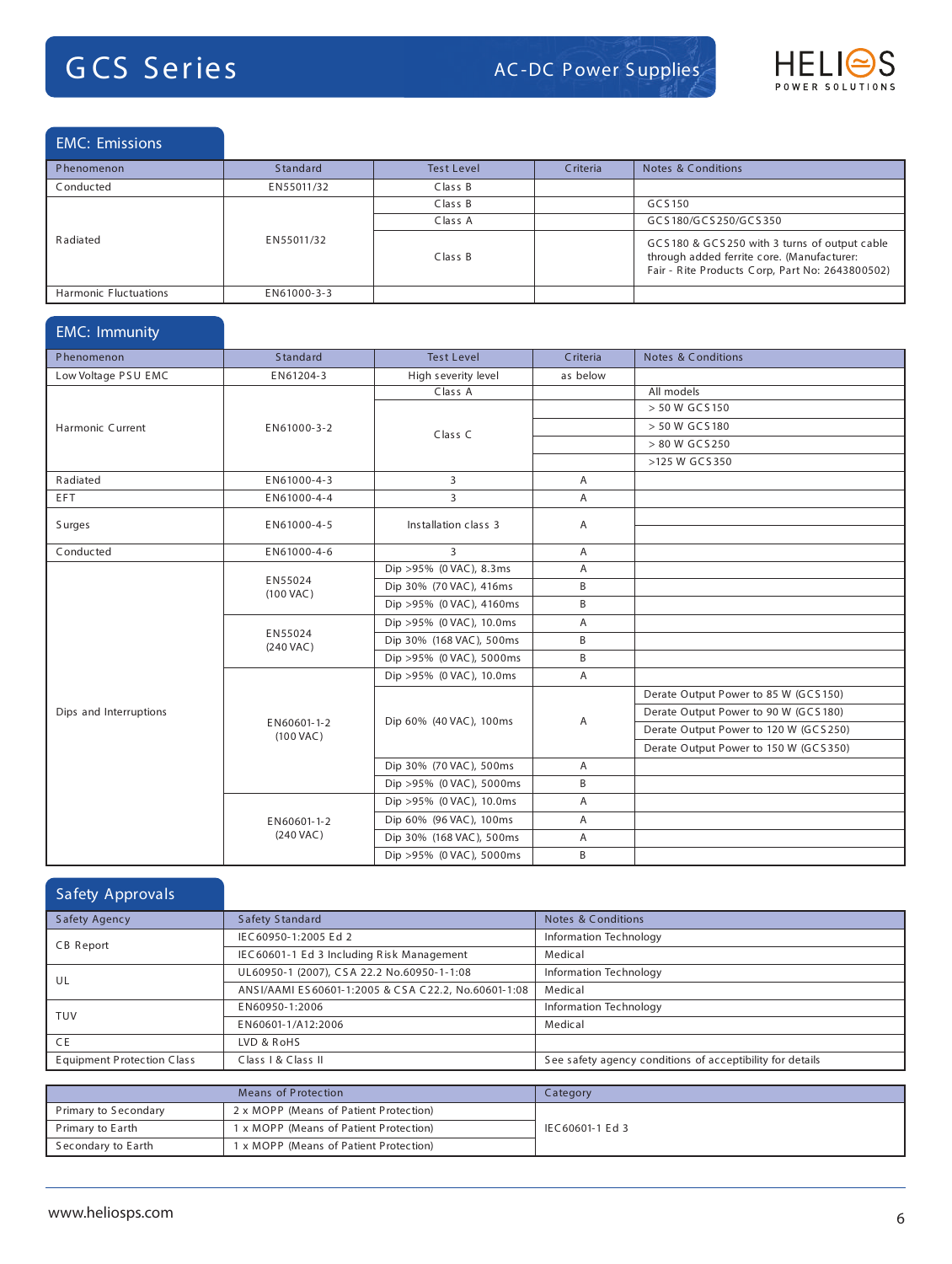## EMC: Emissions

| Phenomenon | Standard | Test Level | Criteria | Notes & Conditions |
|---|---|---|---|---|
| Conducted | EN55011/32 | Class B | | |
| Radiated | EN55011/32 | Class B | | GCS150 |
| | | Class A | | GCS180/GCS250/GCS350 |
| | | Class B | | GCS180 & GCS250 with 3 turns of output cable through added ferrite core. (Manufacturer: Fair - Rite Products Corp, Part No: 2643800502) |
| Harmonic Fluctuations | EN61000-3-3 | | | |

## EMC: Immunity

| Phenomenon | Standard | Test Level | Criteria | Notes & Conditions |
|---|---|---|---|---|
| Low Voltage PSU EMC | EN61204-3 | High severity level | as below | |
| Harmonic Current | EN61000-3-2 | Class A | | All models |
| | | Class C | | > 50 W GCS150 |
| | | | | > 50 W GCS180 |
| | | | | > 80 W GCS250 |
| | | | | >125 W GCS350 |
| Radiated | EN61000-4-3 | 3 | A | |
| EFT | EN61000-4-4 | 3 | A | |
| Surges | EN61000-4-5 | Installation class 3 | A | |
| Conducted | EN61000-4-6 | 3 | A | |
| Dips and Interruptions | EN55024 (100 VAC) | Dip >95% (0 VAC), 8.3ms | A | |
| | | Dip 30% (70 VAC), 416ms | B | |
| | | Dip >95% (0 VAC), 4160ms | B | |
| | EN55024 (240 VAC) | Dip >95% (0 VAC), 10.0ms | A | |
| | | Dip 30% (168 VAC), 500ms | B | |
| | | Dip >95% (0 VAC), 5000ms | B | |
| | EN60601-1-2 (100 VAC) | Dip >95% (0 VAC), 10.0ms | A | |
| | | Dip 60% (40 VAC), 100ms | A | Derate Output Power to 85 W (GCS150) |
| | | | | Derate Output Power to 90 W (GCS180) |
| | | | | Derate Output Power to 120 W (GCS250) |
| | | | | Derate Output Power to 150 W (GCS350) |
| | | Dip 30% (70 VAC), 500ms | A | |
| | | Dip >95% (0 VAC), 5000ms | B | |
| | EN60601-1-2 (240 VAC) | Dip >95% (0 VAC), 10.0ms | A | |
| | | Dip 60% (96 VAC), 100ms | A | |
| | | Dip 30% (168 VAC), 500ms | A | |
| | | Dip >95% (0 VAC), 5000ms | B | |

## Safety Approvals

| Safety Agency | Safety Standard | Notes & Conditions |
|---|---|---|
| CB Report | IEC60950-1:2005 Ed 2 | Information Technology |
| | IEC60601-1 Ed 3 Including Risk Management | Medical |
| UL | UL60950-1 (2007), CSA 22.2 No.60950-1-1:08 | Information Technology |
| | ANSI/AAMI ES60601-1:2005 & CSA C22.2, No.60601-1:08 | Medical |
| TUV | EN60950-1:2006 | Information Technology |
| | EN60601-1/A12:2006 | Medical |
| CE | LVD & RoHS | |
| Equipment Protection Class | Class I & Class II | See safety agency conditions of accepitibility for details |

| | Means of Protection | Category |
|---|---|---|
| Primary to Secondary | 2 x MOPP (Means of Patient Protection) | IEC60601-1 Ed 3 |
| Primary to Earth | 1 x MOPP (Means of Patient Protection) | |
| Secondary to Earth | 1 x MOPP (Means of Patient Protection) | |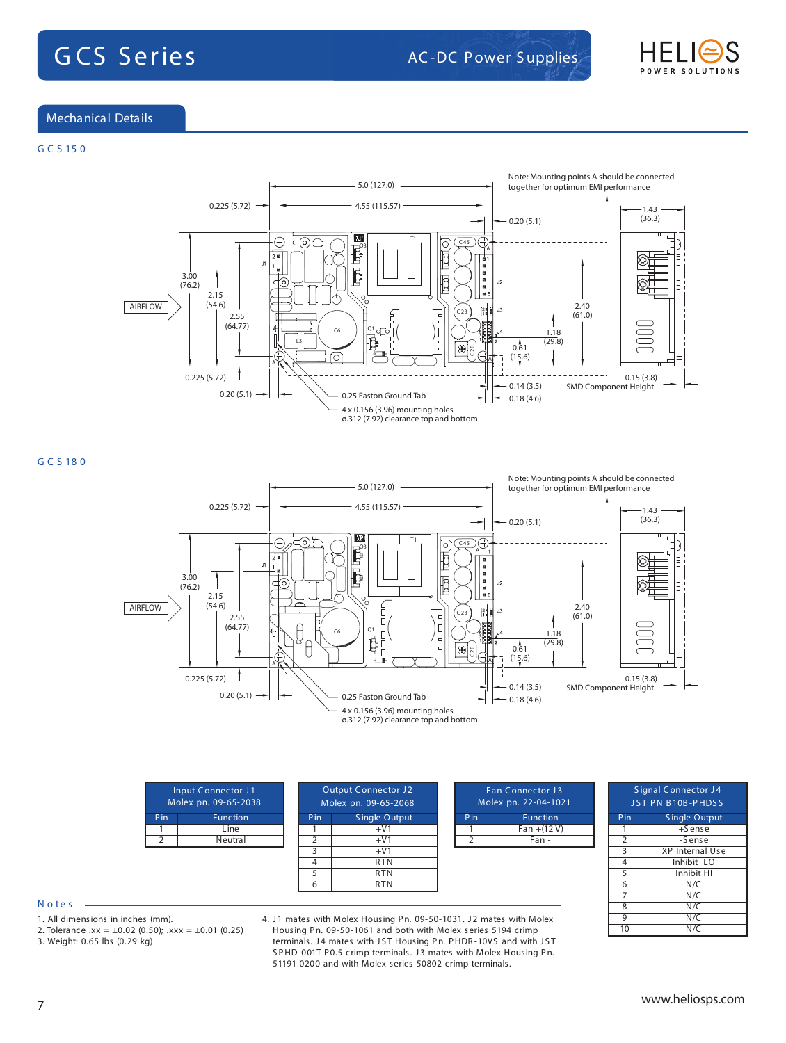# GCS Series

AC-DC Power Supplies

## Mechanical Details

### GCS 150

Note: Mounting points A should be connected together for optimum EMI performance

5.0 (127.0)
0.225 (5.72)
4.55 (115.57)
0.20 (5.1)
1.43 (36.3)
3.00 (76.2)
2.15 (54.6)
2.55 (64.77)
AIRFLOW
2.40 (61.0)
1.18 (29.8)
0.61 (15.6)
0.225 (5.72)
0.20 (5.1)
0.14 (3.5)
0.18 (4.6)
0.15 (3.8)
SMD Component Height
0.25 Faston Ground Tab
4 x 0.156 (3.96) mounting holes
ø.312 (7.92) clearance top and bottom

### GCS 180

Note: Mounting points A should be connected together for optimum EMI performance

5.0 (127.0)
0.225 (5.72)
4.55 (115.57)
0.20 (5.1)
1.43 (36.3)
3.00 (76.2)
2.15 (54.6)
2.55 (64.77)
AIRFLOW
2.40 (61.0)
1.18 (29.8)
0.61 (15.6)
0.225 (5.72)
0.20 (5.1)
0.14 (3.5)
0.18 (4.6)
0.15 (3.8)
SMD Component Height
0.25 Faston Ground Tab
4 x 0.156 (3.96) mounting holes
ø.312 (7.92) clearance top and bottom

| Input Connector J1 Molex pn. 09-65-2038 | |
|---|---|
| Pin | Function |
| 1 | Line |
| 2 | Neutral |

| Output Connector J2 Molex pn. 09-65-2068 | |
|---|---|
| Pin | Single Output |
| 1 | +V1 |
| 2 | +V1 |
| 3 | +V1 |
| 4 | RTN |
| 5 | RTN |
| 6 | RTN |

| Fan Connector J3 Molex pn. 22-04-1021 | |
|---|---|
| Pin | Function |
| 1 | Fan +(12 V) |
| 2 | Fan - |

| Signal Connector J4 JST PN B10B-PHDSS | |
|---|---|
| Pin | Single Output |
| 1 | +Sense |
| 2 | -Sense |
| 3 | XP Internal Use |
| 4 | Inhibit LO |
| 5 | Inhibit HI |
| 6 | N/C |
| 7 | N/C |
| 8 | N/C |
| 9 | N/C |
| 10 | N/C |

### Notes

1. All dimensions in inches (mm).
2. Tolerance .xx = ±0.02 (0.50); .xxx = ±0.01 (0.25)
3. Weight: 0.65 lbs (0.29 kg)
4. J1 mates with Molex Housing Pn. 09-50-1031. J2 mates with Molex Housing Pn. 09-50-1061 and both with Molex series 5194 crimp terminals. J4 mates with JST Housing Pn. PHDR-10VS and with JST SPHD-001T-P0.5 crimp terminals. J3 mates with Molex Housing Pn. 51191-0200 and with Molex series 50802 crimp terminals.

www.heliosps.com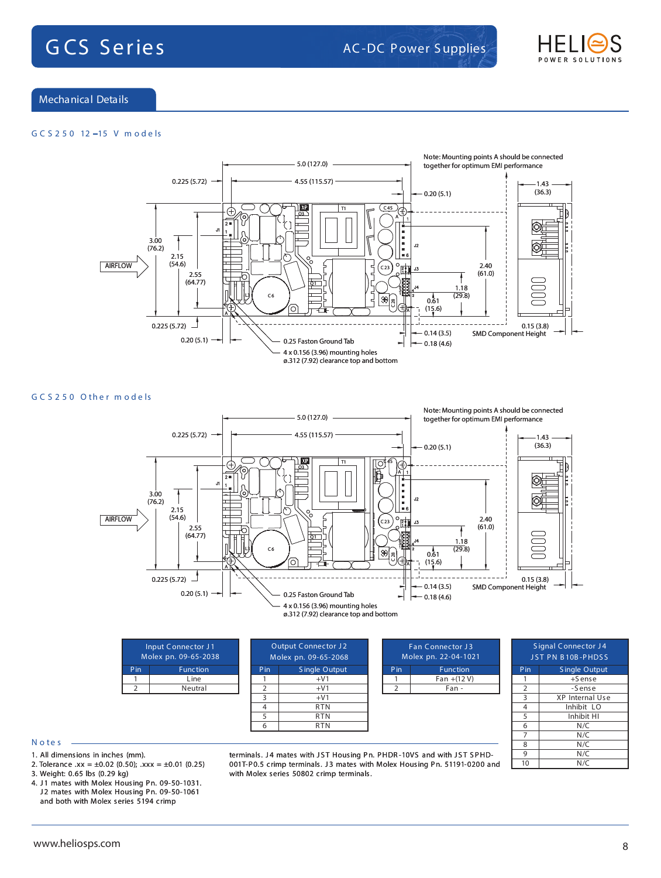## Mechanical Details

### GCS250 12–15 V models

Note: Mounting points A should be connected together for optimum EMI performance

5.0 (127.0)
0.225 (5.72)
4.55 (115.57)
0.20 (5.1)
1.43 (36.3)
3.00 (76.2)
2.15 (54.6)
2.55 (64.77)
AIRFLOW
2.40 (61.0)
1.18 (29.8)
0.61 (15.6)
0.225 (5.72)
0.20 (5.1)
0.14 (3.5)
0.18 (4.6)
0.15 (3.8) SMD Component Height
0.25 Faston Ground Tab
4 x 0.156 (3.96) mounting holes ø.312 (7.92) clearance top and bottom

### GCS250 Other models

Note: Mounting points A should be connected together for optimum EMI performance

5.0 (127.0)
0.225 (5.72)
4.55 (115.57)
0.20 (5.1)
1.43 (36.3)
3.00 (76.2)
2.15 (54.6)
2.55 (64.77)
AIRFLOW
2.40 (61.0)
1.18 (29.8)
0.61 (15.6)
0.225 (5.72)
0.20 (5.1)
0.14 (3.5)
0.18 (4.6)
0.15 (3.8) SMD Component Height
0.25 Faston Ground Tab
4 x 0.156 (3.96) mounting holes ø.312 (7.92) clearance top and bottom

| Input Connector J1 Molex pn. 09-65-2038 | |
|---|---|
| Pin | Function |
| 1 | Line |
| 2 | Neutral |

| Output Connector J2 Molex pn. 09-65-2068 | |
|---|---|
| Pin | Single Output |
| 1 | +V1 |
| 2 | +V1 |
| 3 | +V1 |
| 4 | RTN |
| 5 | RTN |
| 6 | RTN |

| Fan Connector J3 Molex pn. 22-04-1021 | |
|---|---|
| Pin | Function |
| 1 | Fan +(12 V) |
| 2 | Fan - |

| Signal Connector J4 JST PN B10B-PHDSS | |
|---|---|
| Pin | Single Output |
| 1 | +Sense |
| 2 | -Sense |
| 3 | XP Internal Use |
| 4 | Inhibit LO |
| 5 | Inhibit HI |
| 6 | N/C |
| 7 | N/C |
| 8 | N/C |
| 9 | N/C |
| 10 | N/C |

### Notes

1. All dimensions in inches (mm).
2. Tolerance .xx = ±0.02 (0.50); .xxx = ±0.01 (0.25)
3. Weight: 0.65 lbs (0.29 kg)
4. J1 mates with Molex Housing Pn. 09-50-1031. J2 mates with Molex Housing Pn. 09-50-1061 and both with Molex series 5194 crimp terminals. J4 mates with JST Housing Pn. PHDR-10VS and with JST SPHD-001T-P0.5 crimp terminals. J3 mates with Molex Housing Pn. 51191-0200 and with Molex series 50802 crimp terminals.

www.heliosps.com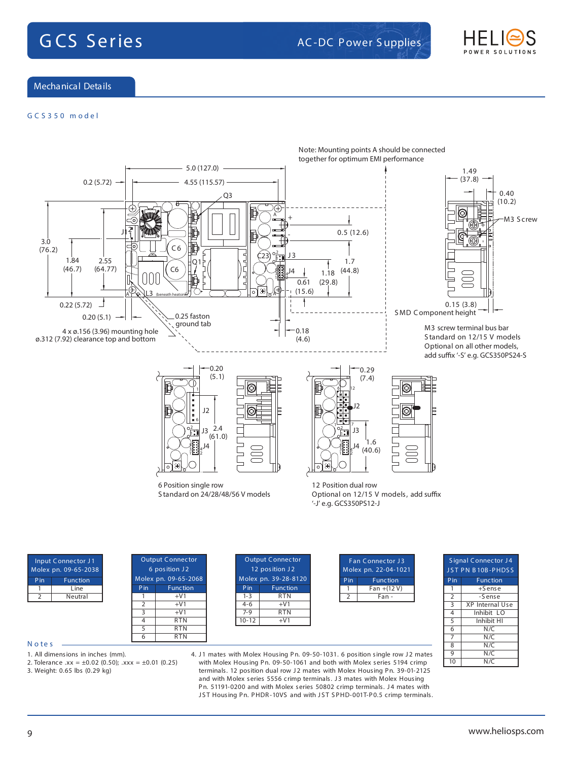## Mechanical Details

### GCS350 model

Note: Mounting points A should be connected together for optimum EMI performance

M3 screw terminal bus bar
Standard on 12/15 V models
Optional on all other models, add suffix '-S' e.g. GCS350PS24-S

6 Position single row
Standard on 24/28/48/56 V models

12 Position dual row
Optional on 12/15 V models, add suffix '-J' e.g. GCS350PS12-J

| Input Connector J1 Molex pn. 09-65-2038 | |
|---|---|
| Pin | Function |
| 1 | Line |
| 2 | Neutral |

| Output Connector 6 position J2 Molex pn. 09-65-2068 | |
|---|---|
| Pin | Function |
| 1 | +V1 |
| 2 | +V1 |
| 3 | +V1 |
| 4 | RTN |
| 5 | RTN |
| 6 | RTN |

| Output Connector 12 position J2 Molex pn. 39-28-8120 | |
|---|---|
| Pin | Function |
| 1-3 | RTN |
| 4-6 | +V1 |
| 7-9 | RTN |
| 10-12 | +V1 |

| Fan Connector J3 Molex pn. 22-04-1021 | |
|---|---|
| Pin | Function |
| 1 | Fan +(12 V) |
| 2 | Fan - |

| Signal Connector J4 JST PN B10B-PHDSS | |
|---|---|
| Pin | Function |
| 1 | +Sense |
| 2 | -Sense |
| 3 | XP Internal Use |
| 4 | Inhibit LO |
| 5 | Inhibit HI |
| 6 | N/C |
| 7 | N/C |
| 8 | N/C |
| 9 | N/C |
| 10 | N/C |

### Notes

1. All dimensions in inches (mm).
2. Tolerance .xx = ±0.02 (0.50); .xxx = ±0.01 (0.25)
3. Weight: 0.65 lbs (0.29 kg)
4. J1 mates with Molex Housing Pn. 09-50-1031. 6 position single row J2 mates with Molex Housing Pn. 09-50-1061 and both with Molex series 5194 crimp terminals. 12 position dual row J2 mates with Molex Housing Pn. 39-01-2125 and with Molex series 5556 crimp terminals. J3 mates with Molex Housing Pn. 51191-0200 and with Molex series 50802 crimp terminals. J4 mates with JST Housing Pn. PHDR-10VS and with JST SPHD-001T-P0.5 crimp terminals.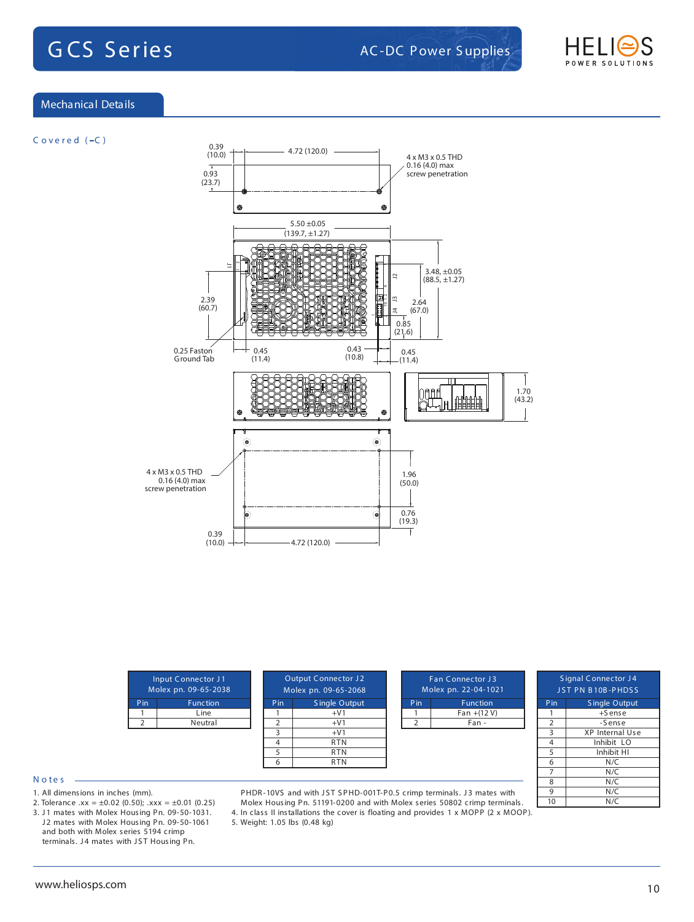## Mechanical Details

### Covered (-C)

0.39 (10.0) | 4.72 (120.0) | 4 x M3 x 0.5 THD 0.16 (4.0) max screw penetration | 0.93 (23.7)

5.50 ±0.05 (139.7, ±1.27) | 3.48, ±0.05 (88.5, ±1.27) | 2.39 (60.7) | 2.64 (67.0) | 0.85 (21.6) | 0.25 Faston Ground Tab | 0.45 (11.4) | 0.43 (10.8) | 0.45 (11.4)

1.70 (43.2)

4 x M3 x 0.5 THD 0.16 (4.0) max screw penetration | 1.96 (50.0) | 0.76 (19.3) | 0.39 (10.0) | 4.72 (120.0)

| Input Connector J1 Molex pn. 09-65-2038 | |
|---|---|
| Pin | Function |
| 1 | Line |
| 2 | Neutral |

| Output Connector J2 Molex pn. 09-65-2068 | |
|---|---|
| Pin | Single Output |
| 1 | +V1 |
| 2 | +V1 |
| 3 | +V1 |
| 4 | RTN |
| 5 | RTN |
| 6 | RTN |

| Fan Connector J3 Molex pn. 22-04-1021 | |
|---|---|
| Pin | Function |
| 1 | Fan +(12 V) |
| 2 | Fan - |

| Signal Connector J4 JST PN B10B-PHDSS | |
|---|---|
| Pin | Single Output |
| 1 | +Sense |
| 2 | -Sense |
| 3 | XP Internal Use |
| 4 | Inhibit LO |
| 5 | Inhibit HI |
| 6 | N/C |
| 7 | N/C |
| 8 | N/C |
| 9 | N/C |
| 10 | N/C |

### Notes

1. All dimensions in inches (mm).
2. Tolerance .xx = ±0.02 (0.50); .xxx = ±0.01 (0.25)
3. J1 mates with Molex Housing Pn. 09-50-1031. J2 mates with Molex Housing Pn. 09-50-1061 and both with Molex series 5194 crimp terminals. J4 mates with JST Housing Pn. PHDR-10VS and with JST SPHD-001T-P0.5 crimp terminals. J3 mates with Molex Housing Pn. 51191-0200 and with Molex series 50802 crimp terminals.
4. In class II installations the cover is floating and provides 1 x MOPP (2 x MOOP).
5. Weight: 1.05 lbs (0.48 kg)

www.heliosps.com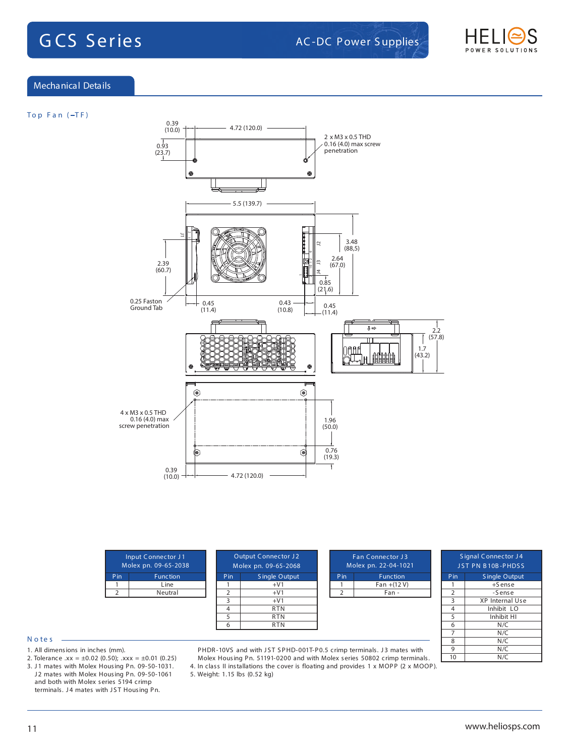## Mechanical Details

### Top Fan (–TF)

0.39 (10.0)

4.72 (120.0)

2 x M3 x 0.5 THD
0.16 (4.0) max screw penetration

0.93 (23.7)

5.5 (139.7)

J1

J2

J3

J4

3.48 (88,5)

2.64 (67,0)

2.39 (60.7)

0.85 (21,6)

0.25 Faston Ground Tab

0.45 (11.4)

0.43 (10.8)

0.45 (11.4)

2.2 (57.8)

1.7 (43.2)

4 x M3 x 0.5 THD
0.16 (4.0) max screw penetration

1.96 (50.0)

0.76 (19.3)

0.39 (10.0)

4.72 (120.0)

| Input Connector J1 Molex pn. 09-65-2038 | |
|---|---|
| Pin | Function |
| 1 | Line |
| 2 | Neutral |

| Output Connector J2 Molex pn. 09-65-2068 | |
|---|---|
| Pin | Single Output |
| 1 | +V1 |
| 2 | +V1 |
| 3 | +V1 |
| 4 | RTN |
| 5 | RTN |
| 6 | RTN |

| Fan Connector J3 Molex pn. 22-04-1021 | |
|---|---|
| Pin | Function |
| 1 | Fan +(12 V) |
| 2 | Fan - |

| Signal Connector J4 JST PN B10B-PHDSS | |
|---|---|
| Pin | Single Output |
| 1 | +Sense |
| 2 | -Sense |
| 3 | XP Internal Use |
| 4 | Inhibit LO |
| 5 | Inhibit HI |
| 6 | N/C |
| 7 | N/C |
| 8 | N/C |
| 9 | N/C |
| 10 | N/C |

### Notes

1. All dimensions in inches (mm).
2. Tolerance .xx = ±0.02 (0.50); .xxx = ±0.01 (0.25)
3. J1 mates with Molex Housing Pn. 09-50-1031. J2 mates with Molex Housing Pn. 09-50-1061 and both with Molex series 5194 crimp terminals. J4 mates with JST Housing Pn. PHDR-10VS and with JST SPHD-001T-P0.5 crimp terminals. J3 mates with Molex Housing Pn. 51191-0200 and with Molex series 50802 crimp terminals.
4. In class II installations the cover is floating and provides 1 x MOPP (2 x MOOP).
5. Weight: 1.15 lbs (0.52 kg)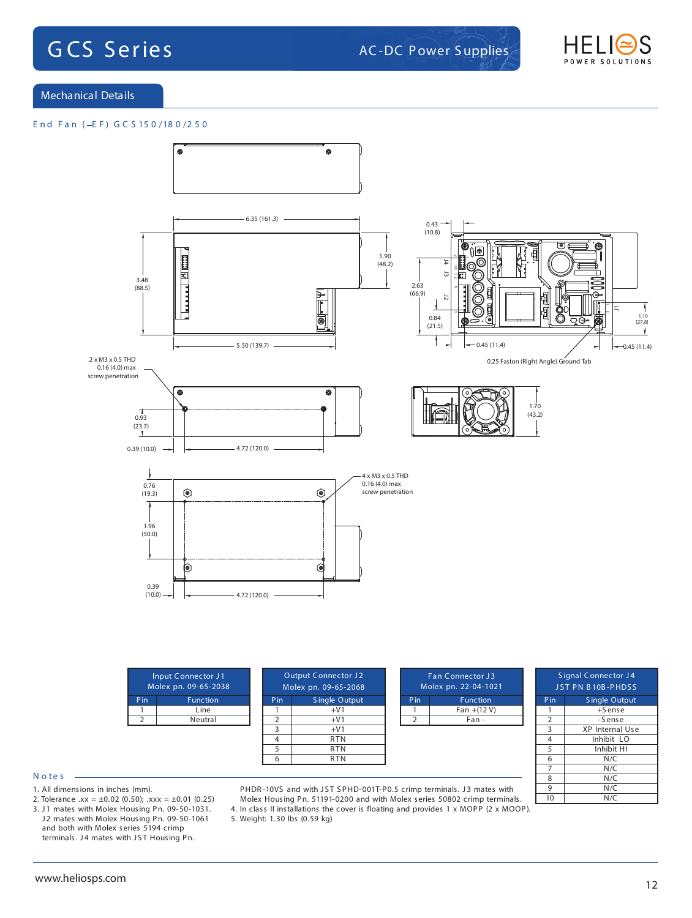## Mechanical Details

### End Fan (-EF) GCS150/180/250

6.35 (161.3)

3.48 (88.5)

1.90 (48.2)

5.50 (139.7)

0.43 (10.8)

2.63 (66.9)

0.84 (21.5)

0.45 (11.4)

1.10 [27.8]

0.45 (11.4)

0.25 Faston (Right Angle) Ground Tab

2 x M3 x 0.5 THD 0.16 (4.0) max screw penetration

0.93 (23.7)

0.39 (10.0)

4.72 (120.0)

1.70 (43.2)

0.76 (19.3)

1.96 (50.0)

0.39 (10.0)

4.72 (120.0)

4 x M3 x 0.5 THD 0.16 (4.0) max screw penetration

| Input Connector J1 Molex pn. 09-65-2038 | |
|---|---|
| **Pin** | **Function** |
| 1 | Line |
| 2 | Neutral |

| Output Connector J2 Molex pn. 09-65-2068 | |
|---|---|
| **Pin** | **Single Output** |
| 1 | +V1 |
| 2 | +V1 |
| 3 | +V1 |
| 4 | RTN |
| 5 | RTN |
| 6 | RTN |

| Fan Connector J3 Molex pn. 22-04-1021 | |
|---|---|
| **Pin** | **Function** |
| 1 | Fan +(12 V) |
| 2 | Fan - |

| Signal Connector J4 JST PN B10B-PHDSS | |
|---|---|
| **Pin** | **Single Output** |
| 1 | +Sense |
| 2 | -Sense |
| 3 | XP Internal Use |
| 4 | Inhibit LO |
| 5 | Inhibit HI |
| 6 | N/C |
| 7 | N/C |
| 8 | N/C |
| 9 | N/C |
| 10 | N/C |

### Notes

1. All dimensions in inches (mm).
2. Tolerance .xx = ±0.02 (0.50); .xxx = ±0.01 (0.25)
3. J1 mates with Molex Housing Pn. 09-50-1031. J2 mates with Molex Housing Pn. 09-50-1061 and both with Molex series 5194 crimp terminals. J4 mates with JST Housing Pn. PHDR-10VS and with JST SPHD-001T-P0.5 crimp terminals. J3 mates with Molex Housing Pn. 51191-0200 and with Molex series 50802 crimp terminals.
4. In class II installations the cover is floating and provides 1 x MOPP (2 x MOOP).
5. Weight: 1.30 lbs (0.59 kg)

www.heliosps.com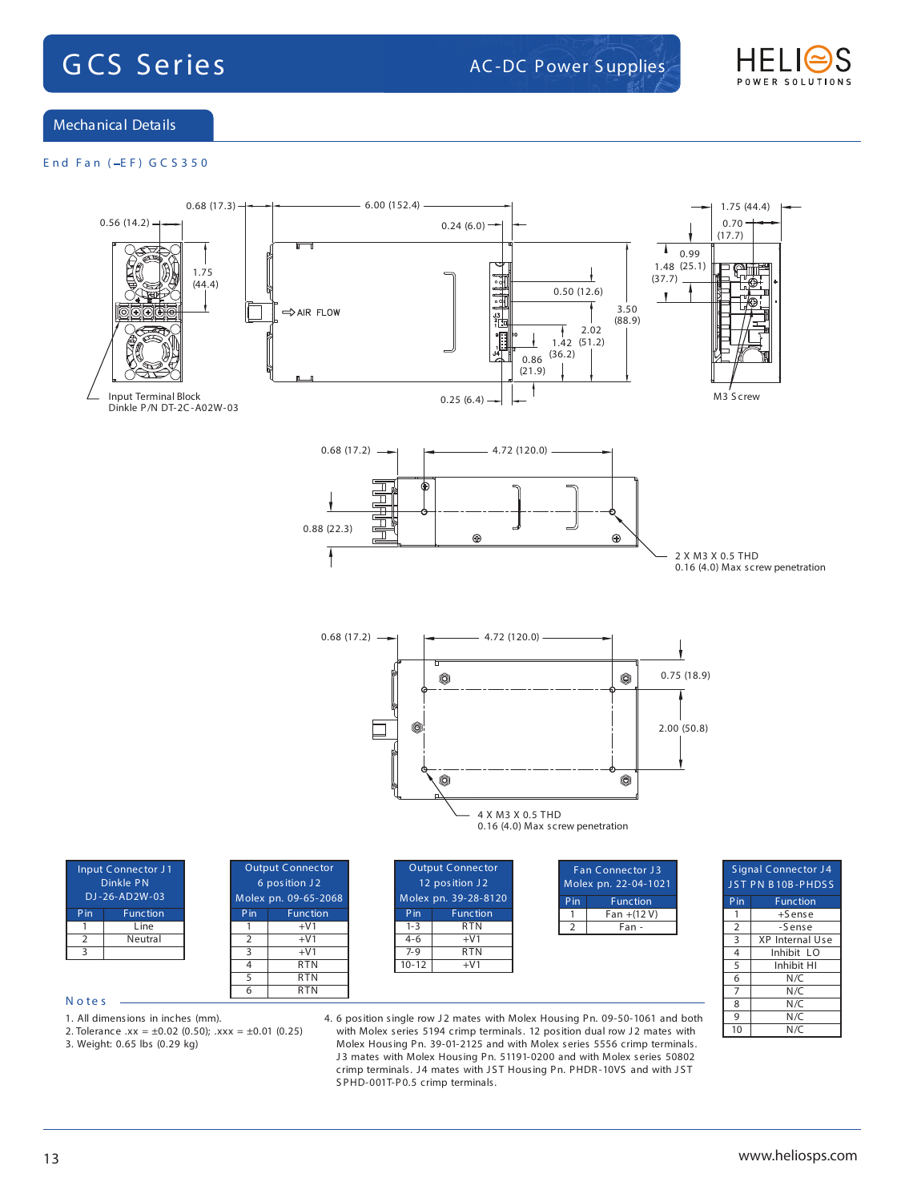# GCS Series

AC-DC Power Supplies

## Mechanical Details

### End Fan (-EF) GCS350

0.68 (17.3) — 6.00 (152.4) — 0.56 (14.2) — 0.24 (6.0) — 1.75 (44.4) — 0.70 (17.7) — 1.75 (44.4) — 0.99 — 1.48 (25.1) — (37.7) — 0.50 (12.6) — 3.50 (88.9) — 2.02 — 1.42 (51.2) — 0.86 (36.2) — (21.9) — 0.25 (6.4)

AIR FLOW

Input Terminal Block
Dinkle P/N DT-2C-A02W-03

M3 Screw

0.68 (17.2) — 4.72 (120.0) — 0.88 (22.3)

2 X M3 X 0.5 THD
0.16 (4.0) Max screw penetration

0.68 (17.2) — 4.72 (120.0) — 0.75 (18.9) — 2.00 (50.8)

4 X M3 X 0.5 THD
0.16 (4.0) Max screw penetration

**Input Connector J1 — Dinkle PN DJ-26-AD2W-03**

| Pin | Function |
|---|---|
| 1 | Line |
| 2 | Neutral |
| 3 | |

**Output Connector 6 position J2 — Molex pn. 09-65-2068**

| Pin | Function |
|---|---|
| 1 | +V1 |
| 2 | +V1 |
| 3 | +V1 |
| 4 | RTN |
| 5 | RTN |
| 6 | RTN |

**Output Connector 12 position J2 — Molex pn. 39-28-8120**

| Pin | Function |
|---|---|
| 1-3 | RTN |
| 4-6 | +V1 |
| 7-9 | RTN |
| 10-12 | +V1 |

**Fan Connector J3 — Molex pn. 22-04-1021**

| Pin | Function |
|---|---|
| 1 | Fan +(12 V) |
| 2 | Fan - |

**Signal Connector J4 — JST PN B10B-PHDSS**

| Pin | Function |
|---|---|
| 1 | +Sense |
| 2 | -Sense |
| 3 | XP Internal Use |
| 4 | Inhibit LO |
| 5 | Inhibit HI |
| 6 | N/C |
| 7 | N/C |
| 8 | N/C |
| 9 | N/C |
| 10 | N/C |

**Notes**

1. All dimensions in inches (mm).
2. Tolerance .xx = ±0.02 (0.50); .xxx = ±0.01 (0.25)
3. Weight: 0.65 lbs (0.29 kg)
4. 6 position single row J2 mates with Molex Housing Pn. 09-50-1061 and both with Molex series 5194 crimp terminals. 12 position dual row J2 mates with Molex Housing Pn. 39-01-2125 and with Molex series 5556 crimp terminals. J3 mates with Molex Housing Pn. 51191-0200 and with Molex series 50802 crimp terminals. J4 mates with JST Housing Pn. PHDR-10VS and with JST SPHD-001T-P0.5 crimp terminals.

www.heliosps.com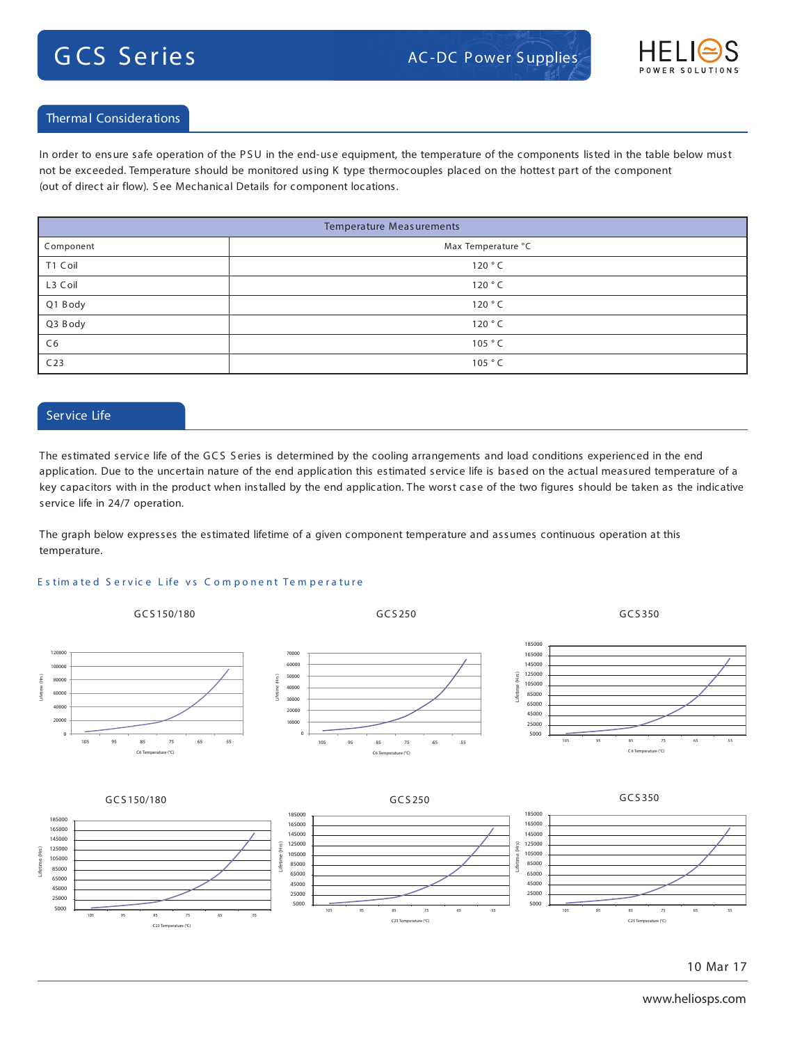## Thermal Considerations

In order to ensure safe operation of the PSU in the end-use equipment, the temperature of the components listed in the table below must not be exceeded. Temperature should be monitored using K type thermocouples placed on the hottest part of the component (out of direct air flow). See Mechanical Details for component locations.

| Temperature Measurements | |
|---|---|
| Component | Max Temperature °C |
| T1 Coil | 120 °C |
| L3 Coil | 120 °C |
| Q1 Body | 120 °C |
| Q3 Body | 120 °C |
| C6 | 105 °C |
| C23 | 105 °C |

## Service Life

The estimated service life of the GCS Series is determined by the cooling arrangements and load conditions experienced in the end application. Due to the uncertain nature of the end application this estimated service life is based on the actual measured temperature of a key capacitors with in the product when installed by the end application. The worst case of the two figures should be taken as the indicative service life in 24/7 operation.

The graph below expresses the estimated lifetime of a given component temperature and assumes continuous operation at this temperature.

### Estimated Service Life vs Component Temperature

GCS150/180

Lifetime (Hrs)
120000
100000
80000
60000
40000
20000
0
105 95 85 75 65 55
C6 Temperature (°C)

GCS250

Lifetime (Hrs)
70000
60000
50000
40000
30000
20000
10000
0
105 95 85 75 65 55
C6 Temperature (°C)

GCS350

Lifetime (Hrs)
185000
165000
145000
125000
105000
85000
65000
45000
25000
5000
105 95 85 75 65 55
C6 Temperature (°C)

GCS150/180

Lifetime (Hrs)
185000
165000
145000
125000
105000
85000
65000
45000
25000
5000
105 95 85 75 65 55
C23 Temperature (°C)

GCS250

Lifetime (Hrs)
185000
165000
145000
125000
105000
85000
65000
45000
25000
5000
105 95 85 75 65 55
C23 Temperature (°C)

GCS350

Lifetime (Hrs)
185000
165000
145000
125000
105000
85000
65000
45000
25000
5000
105 95 85 75 65 55
C23 Temperature (°C)

10 Mar 17